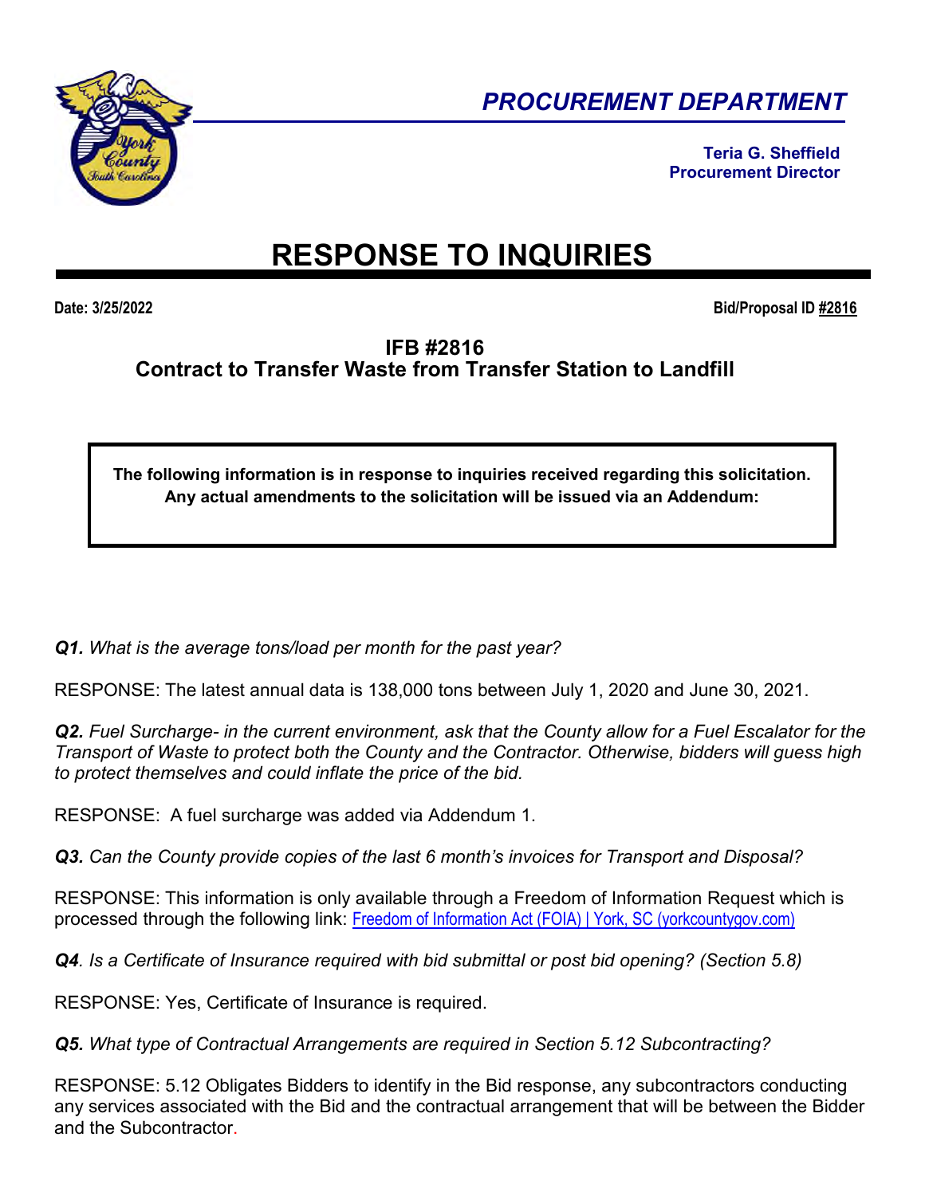# PROCUREMENT DEPARTMENT

**Teria G. Sheffield**
**Procurement Director**

# RESPONSE TO INQUIRIES

**Date: 3/25/2022** **Bid/Proposal ID #2816**

## IFB #2816
## Contract to Transfer Waste from Transfer Station to Landfill

**The following information is in response to inquiries received regarding this solicitation. Any actual amendments to the solicitation will be issued via an Addendum:**

***Q1.*** *What is the average tons/load per month for the past year?*

RESPONSE: The latest annual data is 138,000 tons between July 1, 2020 and June 30, 2021.

***Q2.*** *Fuel Surcharge- in the current environment, ask that the County allow for a Fuel Escalator for the Transport of Waste to protect both the County and the Contractor. Otherwise, bidders will guess high to protect themselves and could inflate the price of the bid.*

RESPONSE: A fuel surcharge was added via Addendum 1.

***Q3.*** *Can the County provide copies of the last 6 month's invoices for Transport and Disposal?*

RESPONSE: This information is only available through a Freedom of Information Request which is processed through the following link: Freedom of Information Act (FOIA) | York, SC (yorkcountygov.com)

***Q4****. Is a Certificate of Insurance required with bid submittal or post bid opening? (Section 5.8)*

RESPONSE: Yes, Certificate of Insurance is required.

***Q5.*** *What type of Contractual Arrangements are required in Section 5.12 Subcontracting?*

RESPONSE: 5.12 Obligates Bidders to identify in the Bid response, any subcontractors conducting any services associated with the Bid and the contractual arrangement that will be between the Bidder and the Subcontractor.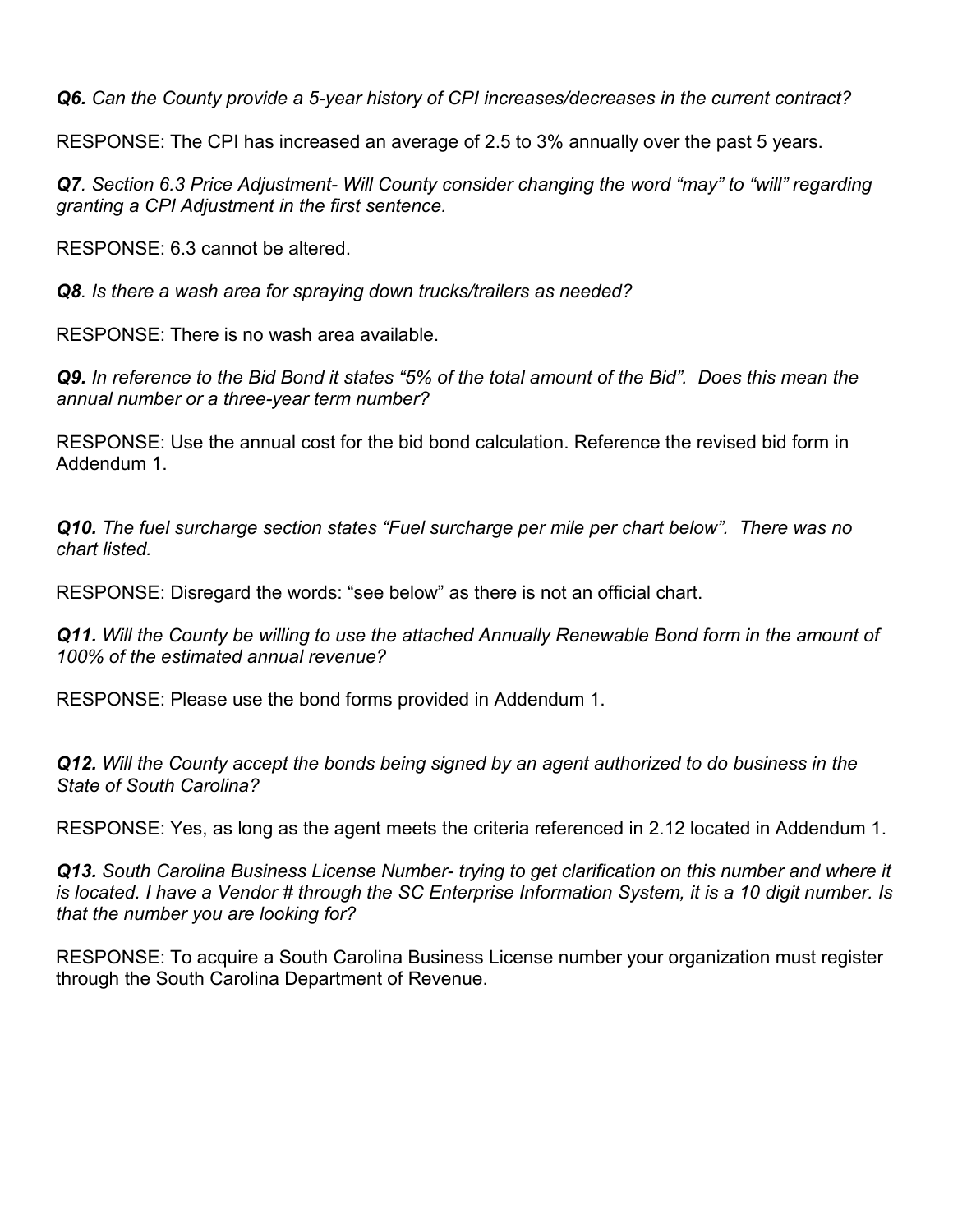***Q6.*** *Can the County provide a 5-year history of CPI increases/decreases in the current contract?*

RESPONSE: The CPI has increased an average of 2.5 to 3% annually over the past 5 years.

***Q7****. Section 6.3 Price Adjustment- Will County consider changing the word "may" to "will" regarding granting a CPI Adjustment in the first sentence.*

RESPONSE: 6.3 cannot be altered.

***Q8****. Is there a wash area for spraying down trucks/trailers as needed?*

RESPONSE: There is no wash area available.

***Q9.*** *In reference to the Bid Bond it states "5% of the total amount of the Bid". Does this mean the annual number or a three-year term number?*

RESPONSE: Use the annual cost for the bid bond calculation. Reference the revised bid form in Addendum 1.

***Q10.*** *The fuel surcharge section states "Fuel surcharge per mile per chart below". There was no chart listed.*

RESPONSE: Disregard the words: "see below" as there is not an official chart.

***Q11.*** *Will the County be willing to use the attached Annually Renewable Bond form in the amount of 100% of the estimated annual revenue?*

RESPONSE: Please use the bond forms provided in Addendum 1.

***Q12.*** *Will the County accept the bonds being signed by an agent authorized to do business in the State of South Carolina?*

RESPONSE: Yes, as long as the agent meets the criteria referenced in 2.12 located in Addendum 1.

***Q13.*** *South Carolina Business License Number- trying to get clarification on this number and where it is located. I have a Vendor # through the SC Enterprise Information System, it is a 10 digit number. Is that the number you are looking for?*

RESPONSE: To acquire a South Carolina Business License number your organization must register through the South Carolina Department of Revenue.